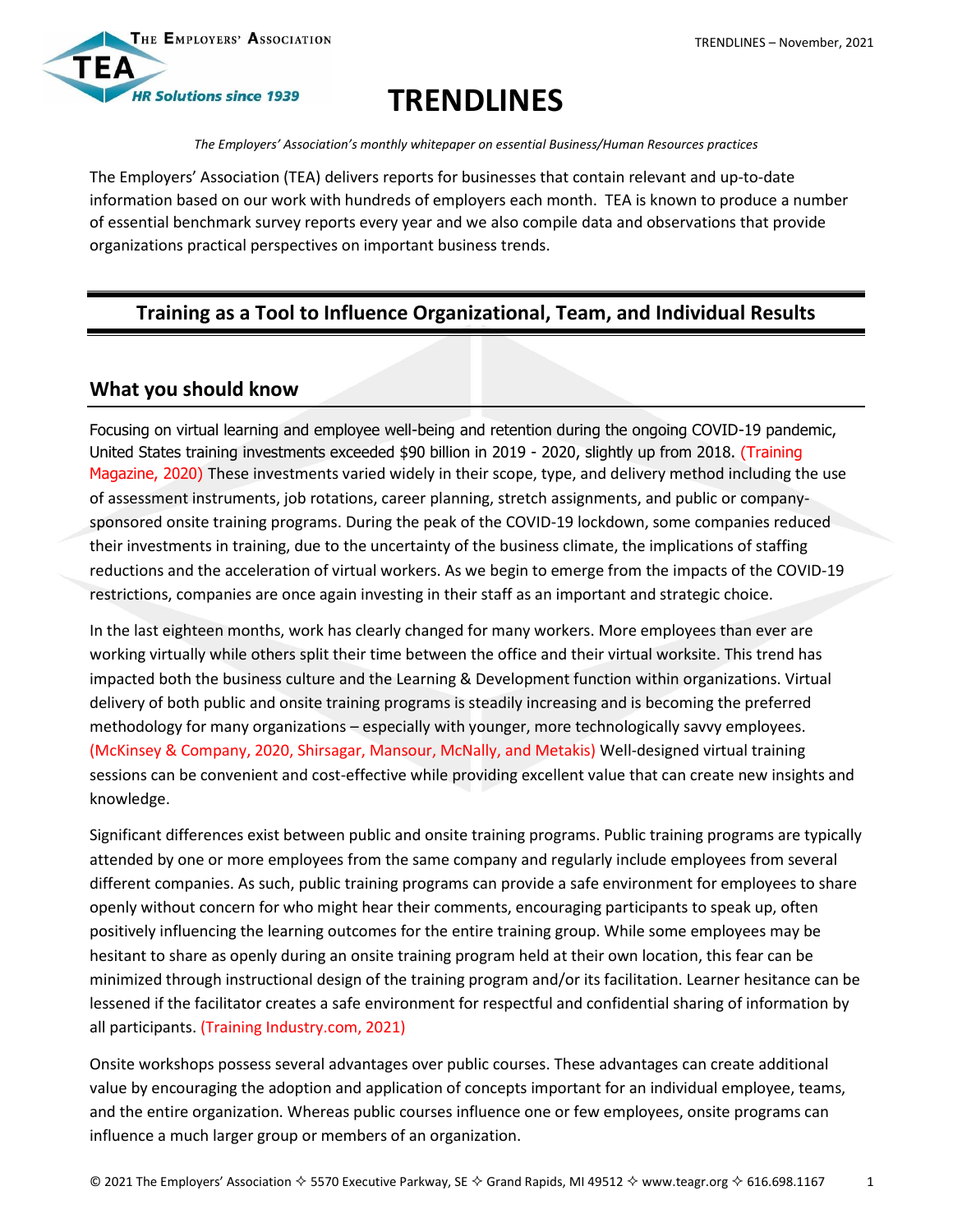# TRENDLINES

*The Employers' Association's monthly whitepaper on essential Business/Human Resources practices*

The Employers' Association (TEA) delivers reports for businesses that contain relevant and up-to-date information based on our work with hundreds of employers each month. TEA is known to produce a number of essential benchmark survey reports every year and we also compile data and observations that provide organizations practical perspectives on important business trends.

## Training as a Tool to Influence Organizational, Team, and Individual Results

### What you should know

Focusing on virtual learning and employee well-being and retention during the ongoing COVID-19 pandemic, United States training investments exceeded $90 billion in 2019 - 2020, slightly up from 2018. (Training Magazine, 2020) These investments varied widely in their scope, type, and delivery method including the use of assessment instruments, job rotations, career planning, stretch assignments, and public or company-sponsored onsite training programs. During the peak of the COVID-19 lockdown, some companies reduced their investments in training, due to the uncertainty of the business climate, the implications of staffing reductions and the acceleration of virtual workers. As we begin to emerge from the impacts of the COVID-19 restrictions, companies are once again investing in their staff as an important and strategic choice.

In the last eighteen months, work has clearly changed for many workers. More employees than ever are working virtually while others split their time between the office and their virtual worksite. This trend has impacted both the business culture and the Learning & Development function within organizations. Virtual delivery of both public and onsite training programs is steadily increasing and is becoming the preferred methodology for many organizations – especially with younger, more technologically savvy employees. (McKinsey & Company, 2020, Shirsagar, Mansour, McNally, and Metakis) Well-designed virtual training sessions can be convenient and cost-effective while providing excellent value that can create new insights and knowledge.

Significant differences exist between public and onsite training programs. Public training programs are typically attended by one or more employees from the same company and regularly include employees from several different companies. As such, public training programs can provide a safe environment for employees to share openly without concern for who might hear their comments, encouraging participants to speak up, often positively influencing the learning outcomes for the entire training group. While some employees may be hesitant to share as openly during an onsite training program held at their own location, this fear can be minimized through instructional design of the training program and/or its facilitation. Learner hesitance can be lessened if the facilitator creates a safe environment for respectful and confidential sharing of information by all participants. (Training Industry.com, 2021)

Onsite workshops possess several advantages over public courses. These advantages can create additional value by encouraging the adoption and application of concepts important for an individual employee, teams, and the entire organization. Whereas public courses influence one or few employees, onsite programs can influence a much larger group or members of an organization.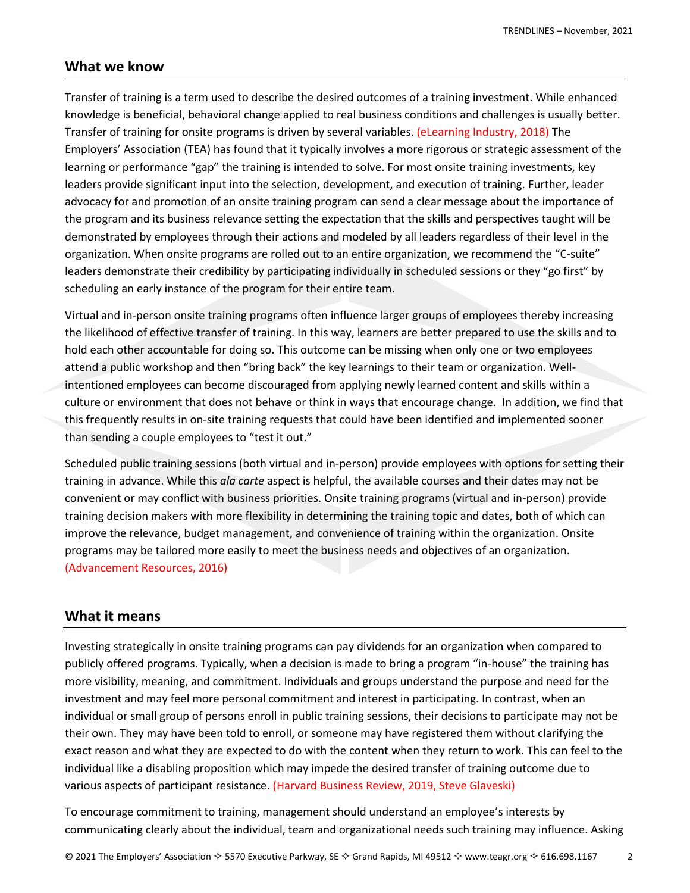## What we know

Transfer of training is a term used to describe the desired outcomes of a training investment. While enhanced knowledge is beneficial, behavioral change applied to real business conditions and challenges is usually better. Transfer of training for onsite programs is driven by several variables. (eLearning Industry, 2018) The Employers' Association (TEA) has found that it typically involves a more rigorous or strategic assessment of the learning or performance "gap" the training is intended to solve. For most onsite training investments, key leaders provide significant input into the selection, development, and execution of training. Further, leader advocacy for and promotion of an onsite training program can send a clear message about the importance of the program and its business relevance setting the expectation that the skills and perspectives taught will be demonstrated by employees through their actions and modeled by all leaders regardless of their level in the organization. When onsite programs are rolled out to an entire organization, we recommend the "C-suite" leaders demonstrate their credibility by participating individually in scheduled sessions or they "go first" by scheduling an early instance of the program for their entire team.

Virtual and in-person onsite training programs often influence larger groups of employees thereby increasing the likelihood of effective transfer of training. In this way, learners are better prepared to use the skills and to hold each other accountable for doing so. This outcome can be missing when only one or two employees attend a public workshop and then "bring back" the key learnings to their team or organization. Well-intentioned employees can become discouraged from applying newly learned content and skills within a culture or environment that does not behave or think in ways that encourage change. In addition, we find that this frequently results in on-site training requests that could have been identified and implemented sooner than sending a couple employees to "test it out."

Scheduled public training sessions (both virtual and in-person) provide employees with options for setting their training in advance. While this *ala carte* aspect is helpful, the available courses and their dates may not be convenient or may conflict with business priorities. Onsite training programs (virtual and in-person) provide training decision makers with more flexibility in determining the training topic and dates, both of which can improve the relevance, budget management, and convenience of training within the organization. Onsite programs may be tailored more easily to meet the business needs and objectives of an organization. (Advancement Resources, 2016)

## What it means

Investing strategically in onsite training programs can pay dividends for an organization when compared to publicly offered programs. Typically, when a decision is made to bring a program "in-house" the training has more visibility, meaning, and commitment. Individuals and groups understand the purpose and need for the investment and may feel more personal commitment and interest in participating. In contrast, when an individual or small group of persons enroll in public training sessions, their decisions to participate may not be their own. They may have been told to enroll, or someone may have registered them without clarifying the exact reason and what they are expected to do with the content when they return to work. This can feel to the individual like a disabling proposition which may impede the desired transfer of training outcome due to various aspects of participant resistance. (Harvard Business Review, 2019, Steve Glaveski)

To encourage commitment to training, management should understand an employee's interests by communicating clearly about the individual, team and organizational needs such training may influence. Asking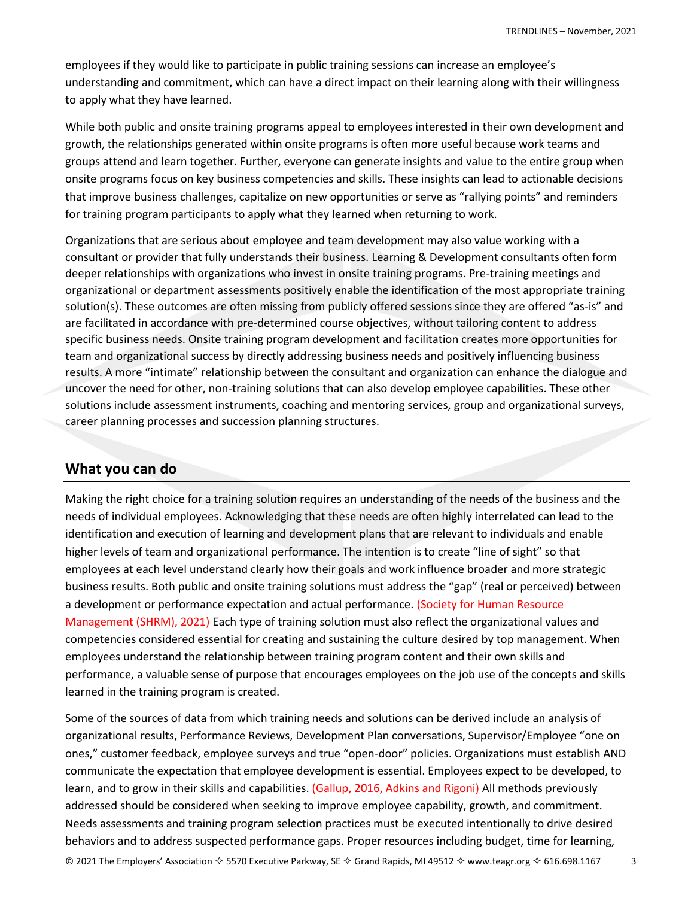employees if they would like to participate in public training sessions can increase an employee's understanding and commitment, which can have a direct impact on their learning along with their willingness to apply what they have learned.

While both public and onsite training programs appeal to employees interested in their own development and growth, the relationships generated within onsite programs is often more useful because work teams and groups attend and learn together. Further, everyone can generate insights and value to the entire group when onsite programs focus on key business competencies and skills. These insights can lead to actionable decisions that improve business challenges, capitalize on new opportunities or serve as "rallying points" and reminders for training program participants to apply what they learned when returning to work.

Organizations that are serious about employee and team development may also value working with a consultant or provider that fully understands their business. Learning & Development consultants often form deeper relationships with organizations who invest in onsite training programs. Pre-training meetings and organizational or department assessments positively enable the identification of the most appropriate training solution(s). These outcomes are often missing from publicly offered sessions since they are offered "as-is" and are facilitated in accordance with pre-determined course objectives, without tailoring content to address specific business needs. Onsite training program development and facilitation creates more opportunities for team and organizational success by directly addressing business needs and positively influencing business results. A more "intimate" relationship between the consultant and organization can enhance the dialogue and uncover the need for other, non-training solutions that can also develop employee capabilities. These other solutions include assessment instruments, coaching and mentoring services, group and organizational surveys, career planning processes and succession planning structures.

## What you can do

Making the right choice for a training solution requires an understanding of the needs of the business and the needs of individual employees. Acknowledging that these needs are often highly interrelated can lead to the identification and execution of learning and development plans that are relevant to individuals and enable higher levels of team and organizational performance. The intention is to create "line of sight" so that employees at each level understand clearly how their goals and work influence broader and more strategic business results. Both public and onsite training solutions must address the "gap" (real or perceived) between a development or performance expectation and actual performance. (Society for Human Resource Management (SHRM), 2021) Each type of training solution must also reflect the organizational values and competencies considered essential for creating and sustaining the culture desired by top management. When employees understand the relationship between training program content and their own skills and performance, a valuable sense of purpose that encourages employees on the job use of the concepts and skills learned in the training program is created.

Some of the sources of data from which training needs and solutions can be derived include an analysis of organizational results, Performance Reviews, Development Plan conversations, Supervisor/Employee "one on ones," customer feedback, employee surveys and true "open-door" policies. Organizations must establish AND communicate the expectation that employee development is essential. Employees expect to be developed, to learn, and to grow in their skills and capabilities. (Gallup, 2016, Adkins and Rigoni) All methods previously addressed should be considered when seeking to improve employee capability, growth, and commitment. Needs assessments and training program selection practices must be executed intentionally to drive desired behaviors and to address suspected performance gaps. Proper resources including budget, time for learning,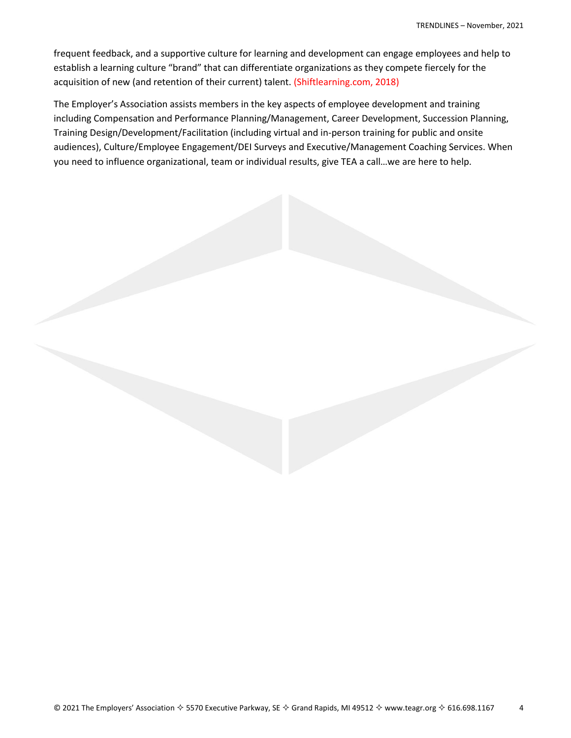frequent feedback, and a supportive culture for learning and development can engage employees and help to establish a learning culture "brand" that can differentiate organizations as they compete fiercely for the acquisition of new (and retention of their current) talent. (Shiftlearning.com, 2018)

The Employer's Association assists members in the key aspects of employee development and training including Compensation and Performance Planning/Management, Career Development, Succession Planning, Training Design/Development/Facilitation (including virtual and in-person training for public and onsite audiences), Culture/Employee Engagement/DEI Surveys and Executive/Management Coaching Services. When you need to influence organizational, team or individual results, give TEA a call…we are here to help.